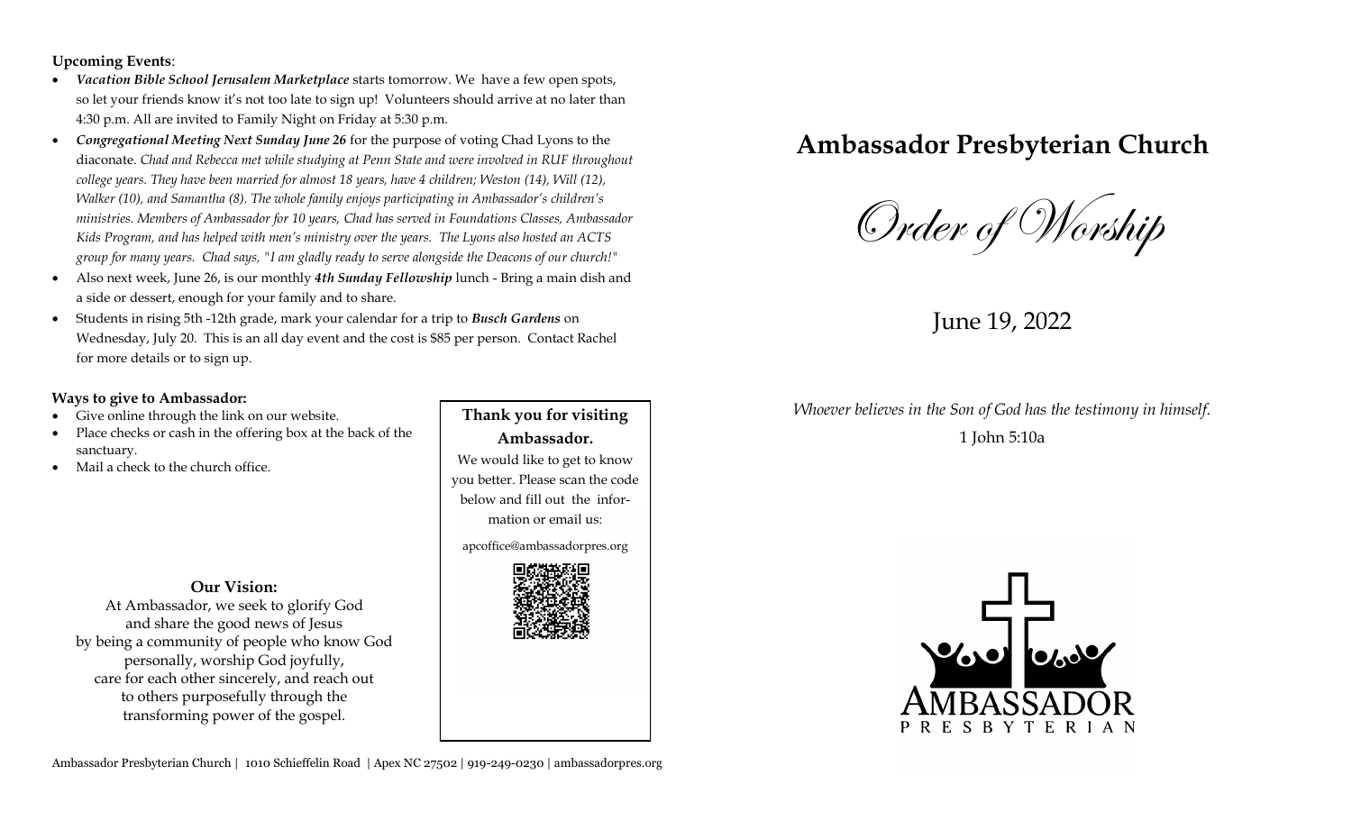**Upcoming Events**:

- ***Vacation Bible School Jerusalem Marketplace*** starts tomorrow. We have a few open spots, so let your friends know it's not too late to sign up! Volunteers should arrive at no later than 4:30 p.m. All are invited to Family Night on Friday at 5:30 p.m.
- ***Congregational Meeting Next Sunday June 26*** for the purpose of voting Chad Lyons to the diaconate. *Chad and Rebecca met while studying at Penn State and were involved in RUF throughout college years. They have been married for almost 18 years, have 4 children; Weston (14), Will (12), Walker (10), and Samantha (8). The whole family enjoys participating in Ambassador's children's ministries. Members of Ambassador for 10 years, Chad has served in Foundations Classes, Ambassador Kids Program, and has helped with men's ministry over the years. The Lyons also hosted an ACTS group for many years. Chad says, "I am gladly ready to serve alongside the Deacons of our church!"*
- Also next week, June 26, is our monthly ***4th Sunday Fellowship*** lunch - Bring a main dish and a side or dessert, enough for your family and to share.
- Students in rising 5th -12th grade, mark your calendar for a trip to ***Busch Gardens*** on Wednesday, July 20. This is an all day event and the cost is $85 per person. Contact Rachel for more details or to sign up.

**Ways to give to Ambassador:**

- Give online through the link on our website.
- Place checks or cash in the offering box at the back of the sanctuary.
- Mail a check to the church office.

**Thank you for visiting Ambassador.**

We would like to get to know you better. Please scan the code below and fill out the information or email us:

apcoffice@ambassadorpres.org

**Our Vision:**

At Ambassador, we seek to glorify God
and share the good news of Jesus
by being a community of people who know God
personally, worship God joyfully,
care for each other sincerely, and reach out
to others purposefully through the
transforming power of the gospel.

Ambassador Presbyterian Church | 1010 Schieffelin Road | Apex NC 27502 | 919-249-0230 | ambassadorpres.org

# Ambassador Presbyterian Church

## Order of Worship

June 19, 2022

*Whoever believes in the Son of God has the testimony in himself.*
1 John 5:10a

AMBASSADOR
PRESBYTERIAN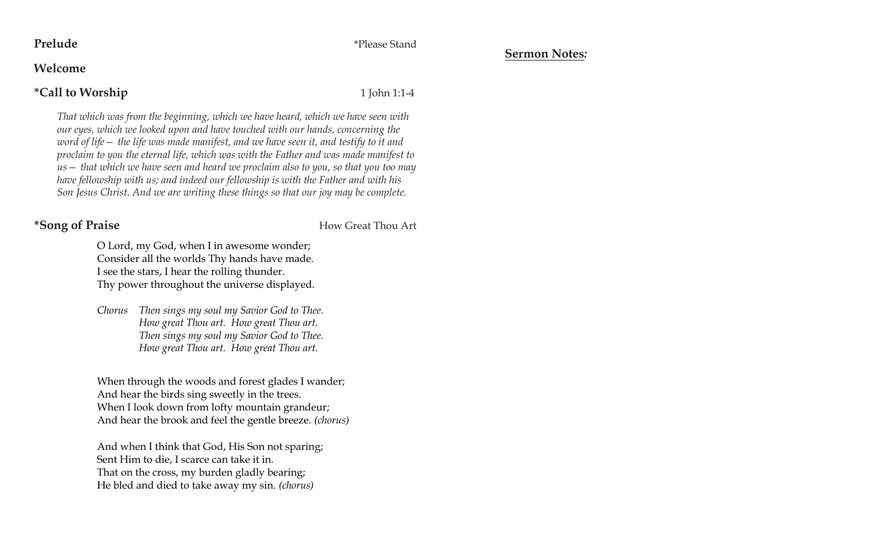**Prelude** *Please Stand

**Welcome**

**\*Call to Worship** 1 John 1:1-4

*That which was from the beginning, which we have heard, which we have seen with our eyes, which we looked upon and have touched with our hands, concerning the word of life— the life was made manifest, and we have seen it, and testify to it and proclaim to you the eternal life, which was with the Father and was made manifest to us— that which we have seen and heard we proclaim also to you, so that you too may have fellowship with us; and indeed our fellowship is with the Father and with his Son Jesus Christ. And we are writing these things so that our joy may be complete.*

**\*Song of Praise** How Great Thou Art

O Lord, my God, when I in awesome wonder;
Consider all the worlds Thy hands have made.
I see the stars, I hear the rolling thunder.
Thy power throughout the universe displayed.

*Chorus Then sings my soul my Savior God to Thee.*
*How great Thou art. How great Thou art.*
*Then sings my soul my Savior God to Thee.*
*How great Thou art. How great Thou art.*

When through the woods and forest glades I wander;
And hear the birds sing sweetly in the trees.
When I look down from lofty mountain grandeur;
And hear the brook and feel the gentle breeze. *(chorus)*

And when I think that God, His Son not sparing;
Sent Him to die, I scarce can take it in.
That on the cross, my burden gladly bearing;
He bled and died to take away my sin. *(chorus)*

**Sermon Notes***:*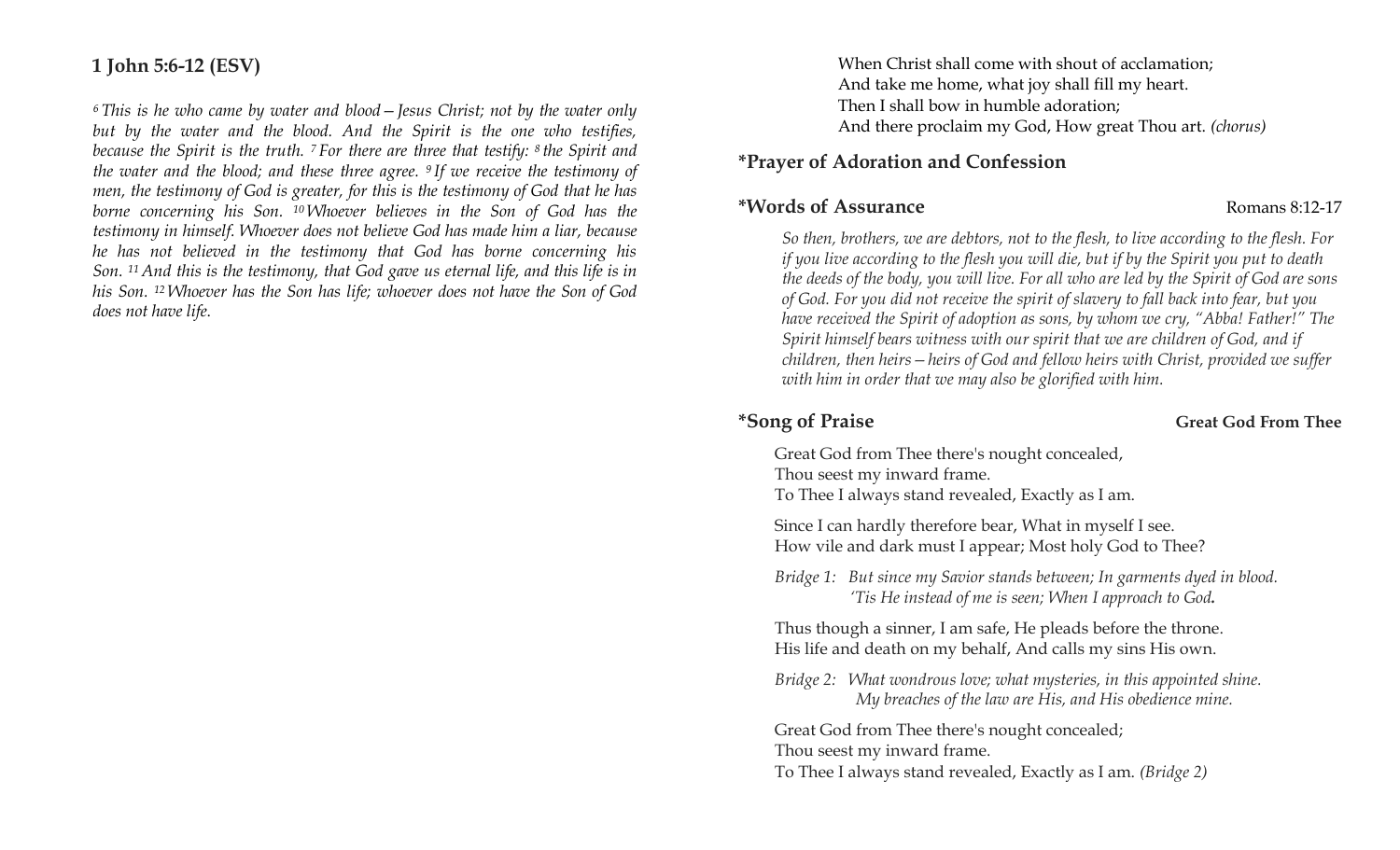## 1 John 5:6-12 (ESV)

*[6] This is he who came by water and blood—Jesus Christ; not by the water only but by the water and the blood. And the Spirit is the one who testifies, because the Spirit is the truth. [7] For there are three that testify: [8] the Spirit and the water and the blood; and these three agree. [9] If we receive the testimony of men, the testimony of God is greater, for this is the testimony of God that he has borne concerning his Son. [10] Whoever believes in the Son of God has the testimony in himself. Whoever does not believe God has made him a liar, because he has not believed in the testimony that God has borne concerning his Son. [11] And this is the testimony, that God gave us eternal life, and this life is in his Son. [12] Whoever has the Son has life; whoever does not have the Son of God does not have life.*

When Christ shall come with shout of acclamation;
And take me home, what joy shall fill my heart.
Then I shall bow in humble adoration;
And there proclaim my God, How great Thou art. *(chorus)*

## *Prayer of Adoration and Confession

## *Words of Assurance — Romans 8:12-17

*So then, brothers, we are debtors, not to the flesh, to live according to the flesh. For if you live according to the flesh you will die, but if by the Spirit you put to death the deeds of the body, you will live. For all who are led by the Spirit of God are sons of God. For you did not receive the spirit of slavery to fall back into fear, but you have received the Spirit of adoption as sons, by whom we cry, "Abba! Father!" The Spirit himself bears witness with our spirit that we are children of God, and if children, then heirs—heirs of God and fellow heirs with Christ, provided we suffer with him in order that we may also be glorified with him.*

## *Song of Praise — Great God From Thee

Great God from Thee there's nought concealed,
Thou seest my inward frame.
To Thee I always stand revealed, Exactly as I am.

Since I can hardly therefore bear, What in myself I see.
How vile and dark must I appear; Most holy God to Thee?

*Bridge 1: But since my Savior stands between; In garments dyed in blood.
'Tis He instead of me is seen; When I approach to God.*

Thus though a sinner, I am safe, He pleads before the throne.
His life and death on my behalf, And calls my sins His own.

*Bridge 2: What wondrous love; what mysteries, in this appointed shine.
My breaches of the law are His, and His obedience mine.*

Great God from Thee there's nought concealed;
Thou seest my inward frame.
To Thee I always stand revealed, Exactly as I am. *(Bridge 2)*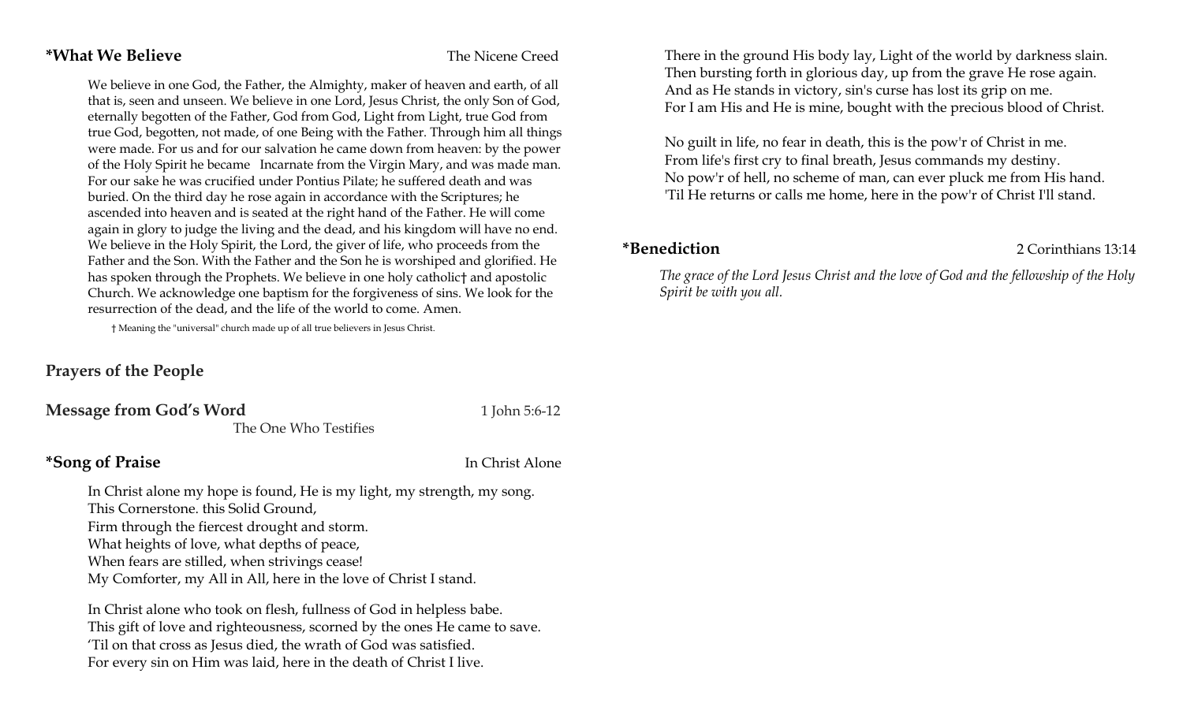## *What We Believe

The Nicene Creed

We believe in one God, the Father, the Almighty, maker of heaven and earth, of all that is, seen and unseen. We believe in one Lord, Jesus Christ, the only Son of God, eternally begotten of the Father, God from God, Light from Light, true God from true God, begotten, not made, of one Being with the Father. Through him all things were made. For us and for our salvation he came down from heaven: by the power of the Holy Spirit he became Incarnate from the Virgin Mary, and was made man. For our sake he was crucified under Pontius Pilate; he suffered death and was buried. On the third day he rose again in accordance with the Scriptures; he ascended into heaven and is seated at the right hand of the Father. He will come again in glory to judge the living and the dead, and his kingdom will have no end. We believe in the Holy Spirit, the Lord, the giver of life, who proceeds from the Father and the Son. With the Father and the Son he is worshiped and glorified. He has spoken through the Prophets. We believe in one holy catholic† and apostolic Church. We acknowledge one baptism for the forgiveness of sins. We look for the resurrection of the dead, and the life of the world to come. Amen.

† Meaning the "universal" church made up of all true believers in Jesus Christ.

## Prayers of the People

## Message from God's Word

1 John 5:6-12

The One Who Testifies

## *Song of Praise

In Christ Alone

In Christ alone my hope is found, He is my light, my strength, my song.
This Cornerstone. this Solid Ground,
Firm through the fiercest drought and storm.
What heights of love, what depths of peace,
When fears are stilled, when strivings cease!
My Comforter, my All in All, here in the love of Christ I stand.

In Christ alone who took on flesh, fullness of God in helpless babe.
This gift of love and righteousness, scorned by the ones He came to save.
'Til on that cross as Jesus died, the wrath of God was satisfied.
For every sin on Him was laid, here in the death of Christ I live.

There in the ground His body lay, Light of the world by darkness slain.
Then bursting forth in glorious day, up from the grave He rose again.
And as He stands in victory, sin's curse has lost its grip on me.
For I am His and He is mine, bought with the precious blood of Christ.

No guilt in life, no fear in death, this is the pow'r of Christ in me.
From life's first cry to final breath, Jesus commands my destiny.
No pow'r of hell, no scheme of man, can ever pluck me from His hand.
'Til He returns or calls me home, here in the pow'r of Christ I'll stand.

## *Benediction

2 Corinthians 13:14

*The grace of the Lord Jesus Christ and the love of God and the fellowship of the Holy Spirit be with you all.*